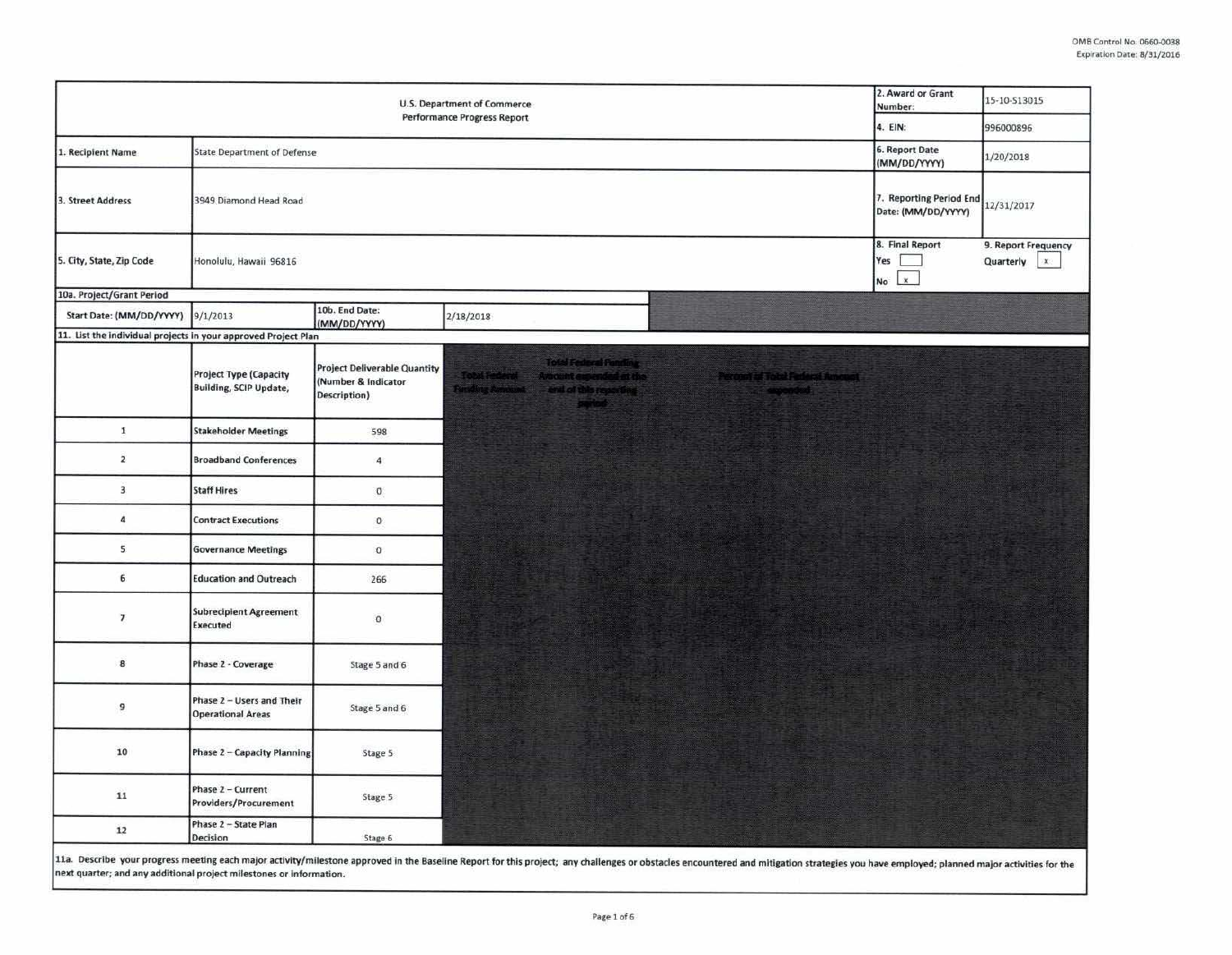OMB Control No. 0660-0038
Expiration Date: 8/31/2016

| U.S. Department of Commerce Performance Progress Report | | | | 2. Award or Grant Number: | 15-10-S13015 |
|---|---|---|---|---|---|
| | | | | 4. EIN: | 996000896 |
| 1. Recipient Name | State Department of Defense | | | 6. Report Date (MM/DD/YYYY) | 1/20/2018 |
| 3. Street Address | 3949 Diamond Head Road | | | 7. Reporting Period End Date: (MM/DD/YYYY) | 12/31/2017 |
| 5. City, State, Zip Code | Honolulu, Hawaii 96816 | | | 8. Final Report Yes [ ] No [x] | 9. Report Frequency Quarterly [x] |
| 10a. Project/Grant Period | | | | | |
| Start Date: (MM/DD/YYYY) | 9/1/2013 | 10b. End Date: (MM/DD/YYYY) | 2/18/2018 | | |

11. List the individual projects in your approved Project Plan

| | Project Type (Capacity Building, SCIP Update, | Project Deliverable Quantity (Number & Indicator Description) | Total Federal Funding Amount | Total Federal Funding Amount expended at the end of this reporting period | Percent of Total Federal Amount expended |
|---|---|---|---|---|---|
| 1 | Stakeholder Meetings | 598 | | | |
| 2 | Broadband Conferences | 4 | | | |
| 3 | Staff Hires | 0 | | | |
| 4 | Contract Executions | 0 | | | |
| 5 | Governance Meetings | 0 | | | |
| 6 | Education and Outreach | 266 | | | |
| 7 | Subrecipient Agreement Executed | 0 | | | |
| 8 | Phase 2 - Coverage | Stage 5 and 6 | | | |
| 9 | Phase 2 – Users and Their Operational Areas | Stage 5 and 6 | | | |
| 10 | Phase 2 – Capacity Planning | Stage 5 | | | |
| 11 | Phase 2 – Current Providers/Procurement | Stage 5 | | | |
| 12 | Phase 2 – State Plan Decision | Stage 6 | | | |

11a. Describe your progress meeting each major activity/milestone approved in the Baseline Report for this project; any challenges or obstacles encountered and mitigation strategies you have employed; planned major activities for the next quarter; and any additional project milestones or information.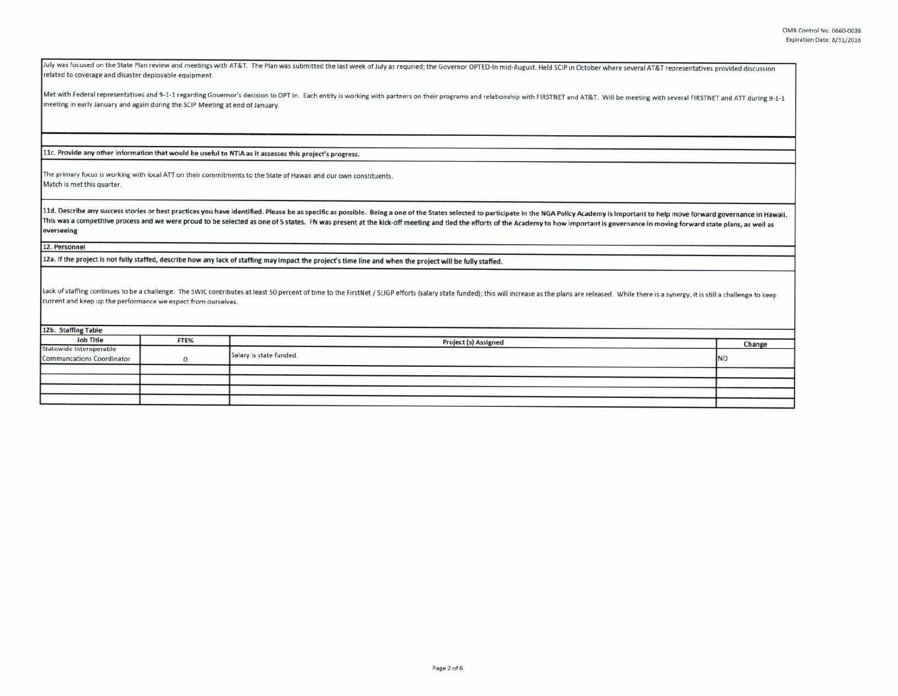July was focused on the State Plan review and meetings with AT&T. The Plan was submitted the last week of July as requried; the Governor OPTED-In mid-August. Held SCIP in October where several AT&T representatives provided discussion related to coverage and disaster deployable equipment.

Met with Federal representatives and 9-1-1 regarding Governor's decision to OPT In. Each entity is working with partners on their programs and relationship with FIRSTNET and AT&T. Will be meeting with several FIRSTNET and ATT during 9-1-1 meeting in early January and again during the SCIP Meeting at end of January.

**11c. Provide any other information that would be useful to NTIA as it assesses this project's progress.**

The primary focus is working with local ATT on their commitments to the State of Hawaii and our own constituents.
Match is met this quarter.

**11d. Describe any success stories or best practices you have identified. Please be as specific as possible. Being a one of the States selected to participate in the NGA Policy Academy is important to help move forward governance in Hawaii. This was a competitive process and we were proud to be selected as one of 5 states. FN was present at the kick-off meeting and tied the efforts of the Academy to how important is governance in moving forward state plans, as well as overseeing**

**12. Personnel**

**12a. If the project is not fully staffed, describe how any lack of staffing may impact the project's time line and when the project will be fully staffed.**

Lack of staffing continues to be a challenge. The SWIC contributes at least 50 percent of time to the FirstNet / SLIGP efforts (salary state funded); this will increase as the plans are released. While there is a synergy, it is still a challenge to keep current and keep up the performance we expect from ourselves.

**12b. Staffing Table**

| Job Title | FTE% | Project (s) Assigned | Change |
|---|---|---|---|
| Statewide Interoperable Communcations Coordinator | 0 | Salary is state funded. | NO |
| | | | |
| | | | |
| | | | |
| | | | |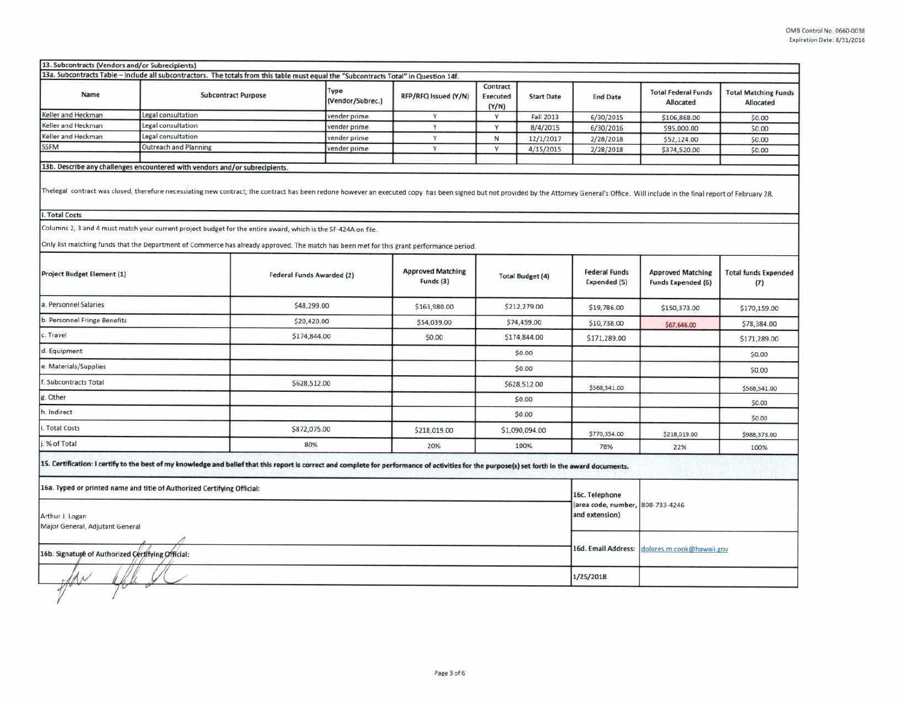OMB Control No. 0660-0038
Expiration Date: 8/31/2016

## 13. Subcontracts (Vendors and/or Subrecipients)

13a. Subcontracts Table – Include all subcontractors. The totals from this table must equal the "Subcontracts Total" in Question 14f.

| Name | Subcontract Purpose | Type (Vendor/Subrec.) | RFP/RFQ Issued (Y/N) | Contract Executed (Y/N) | Start Date | End Date | Total Federal Funds Allocated | Total Matching Funds Allocated |
|---|---|---|---|---|---|---|---|---|
| Keller and Heckman | Legal consultation | vender prime | Y | Y | Fall 2013 | 6/30/2015 | $106,868.00 | $0.00 |
| Keller and Heckman | Legal consultation | vender prime | Y | Y | 8/4/2015 | 6/30/2016 | $95,000.00 | $0.00 |
| Keller and Heckman | Legal consultation | vender prime | Y | N | 12/1/2017 | 2/28/2018 | $52,124.00 | $0.00 |
| SSFM | Outreach and Planning | vender prime | Y | Y | 4/15/2015 | 2/28/2018 | $374,520.00 | $0.00 |
| | | | | | | | | |

13b. Describe any challenges encountered with vendors and/or subrecipients.

Thelegal contract was closed, therefore necessiating new contract; the contract has been redone however an executed copy has been signed but not provided by the Attorney General's Office. Will include in the final report of February 28,

## i. Total Costs

Columns 2, 3 and 4 must match your current project budget for the entire award, which is the SF-424A on file.

Only list matching funds that the Department of Commerce has already approved. The match has been met for this grant performance period.

| Project Budget Element (1) | Federal Funds Awarded (2) | Approved Matching Funds (3) | Total Budget (4) | Federal Funds Expended (5) | Approved Matching Funds Expended (6) | Total funds Expended (7) |
|---|---|---|---|---|---|---|
| a. Personnel Salaries | $48,299.00 | $163,980.00 | $212,279.00 | $19,786.00 | $150,373.00 | $170,159.00 |
| b. Personnel Fringe Benefits | $20,420.00 | $54,039.00 | $74,459.00 | $10,738.00 | $67,646.00 | $78,384.00 |
| c. Travel | $174,844.00 | $0.00 | $174,844.00 | $171,289.00 | | $171,289.00 |
| d. Equipment | | | $0.00 | | | $0.00 |
| e. Materials/Supplies | | | $0.00 | | | $0.00 |
| f. Subcontracts Total | $628,512.00 | | $628,512.00 | $568,541.00 | | $568,541.00 |
| g. Other | | | $0.00 | | | $0.00 |
| h. Indirect | | | $0.00 | | | $0.00 |
| i. Total Costs | $872,075.00 | $218,019.00 | $1,090,094.00 | $770,354.00 | $218,019.00 | $988,373.00 |
| j. % of Total | 80% | 20% | 100% | 78% | 22% | 100% |

**15. Certification: I certify to the best of my knowledge and belief that this report is correct and complete for performance of activities for the purpose(s) set forth in the award documents.**

| | | |
|---|---|---|
| **16a. Typed or printed name and title of Authorized Certifying Official:** Arthur J. Logan, Major General, Adjutant General | **16c. Telephone (area code, number, and extension)** | 808-733-4246 |
| **16b. Signature of Authorized Certifying Official:** | **16d. Email Address:** | dolores.m.cook@hawaii.gov |
| | 1/25/2018 | |